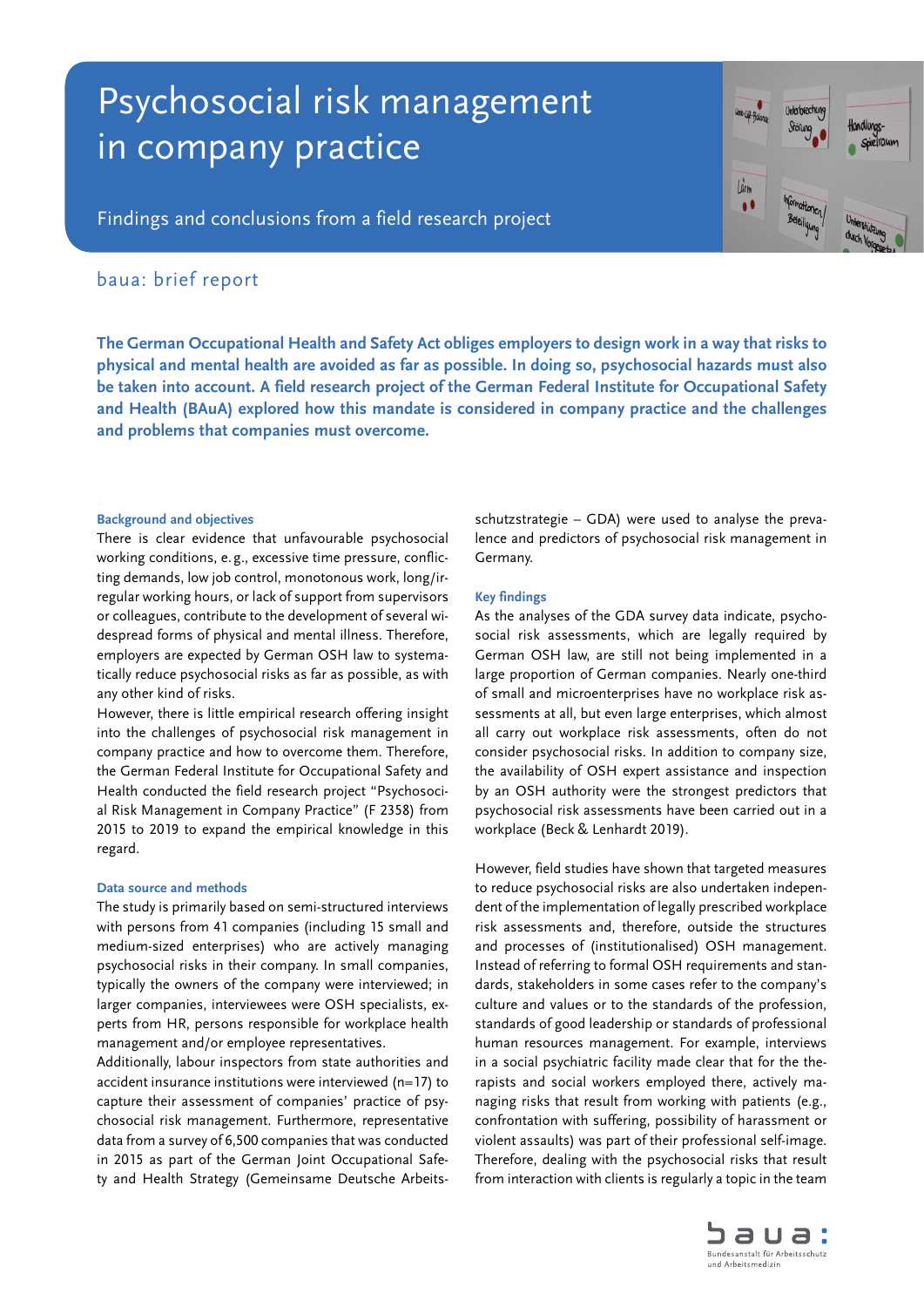# Psychosocial risk management in company practice

Findings and conclusions from a field research project

baua: brief report

**The German Occupational Health and Safety Act obliges employers to design work in a way that risks to physical and mental health are avoided as far as possible. In doing so, psychosocial hazards must also be taken into account. A field research project of the German Federal Institute for Occupational Safety and Health (BAuA) explored how this mandate is considered in company practice and the challenges and problems that companies must overcome.**

### Background and objectives

There is clear evidence that unfavourable psychosocial working conditions, e. g., excessive time pressure, conflicting demands, low job control, monotonous work, long/irregular working hours, or lack of support from supervisors or colleagues, contribute to the development of several widespread forms of physical and mental illness. Therefore, employers are expected by German OSH law to systematically reduce psychosocial risks as far as possible, as with any other kind of risks.

However, there is little empirical research offering insight into the challenges of psychosocial risk management in company practice and how to overcome them. Therefore, the German Federal Institute for Occupational Safety and Health conducted the field research project "Psychosocial Risk Management in Company Practice" (F 2358) from 2015 to 2019 to expand the empirical knowledge in this regard.

### Data source and methods

The study is primarily based on semi-structured interviews with persons from 41 companies (including 15 small and medium-sized enterprises) who are actively managing psychosocial risks in their company. In small companies, typically the owners of the company were interviewed; in larger companies, interviewees were OSH specialists, experts from HR, persons responsible for workplace health management and/or employee representatives.

Additionally, labour inspectors from state authorities and accident insurance institutions were interviewed (n=17) to capture their assessment of companies' practice of psychosocial risk management. Furthermore, representative data from a survey of 6,500 companies that was conducted in 2015 as part of the German Joint Occupational Safety and Health Strategy (Gemeinsame Deutsche Arbeitsschutzstrategie – GDA) were used to analyse the prevalence and predictors of psychosocial risk management in Germany.

### Key findings

As the analyses of the GDA survey data indicate, psychosocial risk assessments, which are legally required by German OSH law, are still not being implemented in a large proportion of German companies. Nearly one-third of small and microenterprises have no workplace risk assessments at all, but even large enterprises, which almost all carry out workplace risk assessments, often do not consider psychosocial risks. In addition to company size, the availability of OSH expert assistance and inspection by an OSH authority were the strongest predictors that psychosocial risk assessments have been carried out in a workplace (Beck & Lenhardt 2019).

However, field studies have shown that targeted measures to reduce psychosocial risks are also undertaken independent of the implementation of legally prescribed workplace risk assessments and, therefore, outside the structures and processes of (institutionalised) OSH management. Instead of referring to formal OSH requirements and standards, stakeholders in some cases refer to the company's culture and values or to the standards of the profession, standards of good leadership or standards of professional human resources management. For example, interviews in a social psychiatric facility made clear that for the therapists and social workers employed there, actively managing risks that result from working with patients (e.g., confrontation with suffering, possibility of harassment or violent assaults) was part of their professional self-image. Therefore, dealing with the psychosocial risks that result from interaction with clients is regularly a topic in the team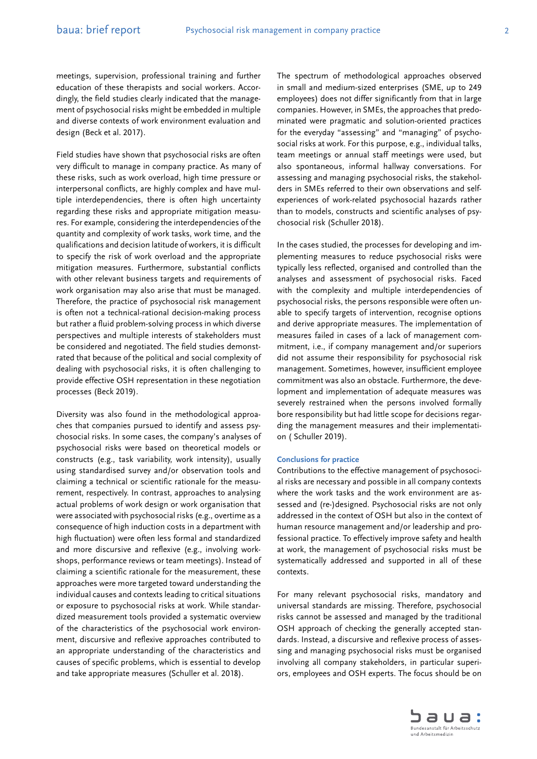meetings, supervision, professional training and further education of these therapists and social workers. Accordingly, the field studies clearly indicated that the management of psychosocial risks might be embedded in multiple and diverse contexts of work environment evaluation and design (Beck et al. 2017).

Field studies have shown that psychosocial risks are often very difficult to manage in company practice. As many of these risks, such as work overload, high time pressure or interpersonal conflicts, are highly complex and have multiple interdependencies, there is often high uncertainty regarding these risks and appropriate mitigation measures. For example, considering the interdependencies of the quantity and complexity of work tasks, work time, and the qualifications and decision latitude of workers, it is difficult to specify the risk of work overload and the appropriate mitigation measures. Furthermore, substantial conflicts with other relevant business targets and requirements of work organisation may also arise that must be managed. Therefore, the practice of psychosocial risk management is often not a technical-rational decision-making process but rather a fluid problem-solving process in which diverse perspectives and multiple interests of stakeholders must be considered and negotiated. The field studies demonstrated that because of the political and social complexity of dealing with psychosocial risks, it is often challenging to provide effective OSH representation in these negotiation processes (Beck 2019).

Diversity was also found in the methodological approaches that companies pursued to identify and assess psychosocial risks. In some cases, the company's analyses of psychosocial risks were based on theoretical models or constructs (e.g., task variability, work intensity), usually using standardised survey and/or observation tools and claiming a technical or scientific rationale for the measurement, respectively. In contrast, approaches to analysing actual problems of work design or work organisation that were associated with psychosocial risks (e.g., overtime as a consequence of high induction costs in a department with high fluctuation) were often less formal and standardized and more discursive and reflexive (e.g., involving workshops, performance reviews or team meetings). Instead of claiming a scientific rationale for the measurement, these approaches were more targeted toward understanding the individual causes and contexts leading to critical situations or exposure to psychosocial risks at work. While standardized measurement tools provided a systematic overview of the characteristics of the psychosocial work environment, discursive and reflexive approaches contributed to an appropriate understanding of the characteristics and causes of specific problems, which is essential to develop and take appropriate measures (Schuller et al. 2018).

The spectrum of methodological approaches observed in small and medium-sized enterprises (SME, up to 249 employees) does not differ significantly from that in large companies. However, in SMEs, the approaches that predominated were pragmatic and solution-oriented practices for the everyday "assessing" and "managing" of psychosocial risks at work. For this purpose, e.g., individual talks, team meetings or annual staff meetings were used, but also spontaneous, informal hallway conversations. For assessing and managing psychosocial risks, the stakeholders in SMEs referred to their own observations and self-experiences of work-related psychosocial hazards rather than to models, constructs and scientific analyses of psychosocial risk (Schuller 2018).

In the cases studied, the processes for developing and implementing measures to reduce psychosocial risks were typically less reflected, organised and controlled than the analyses and assessment of psychosocial risks. Faced with the complexity and multiple interdependencies of psychosocial risks, the persons responsible were often unable to specify targets of intervention, recognise options and derive appropriate measures. The implementation of measures failed in cases of a lack of management commitment, i.e., if company management and/or superiors did not assume their responsibility for psychosocial risk management. Sometimes, however, insufficient employee commitment was also an obstacle. Furthermore, the development and implementation of adequate measures was severely restrained when the persons involved formally bore responsibility but had little scope for decisions regarding the management measures and their implementation ( Schuller 2019).

### Conclusions for practice

Contributions to the effective management of psychosocial risks are necessary and possible in all company contexts where the work tasks and the work environment are assessed and (re-)designed. Psychosocial risks are not only addressed in the context of OSH but also in the context of human resource management and/or leadership and professional practice. To effectively improve safety and health at work, the management of psychosocial risks must be systematically addressed and supported in all of these contexts.

For many relevant psychosocial risks, mandatory and universal standards are missing. Therefore, psychosocial risks cannot be assessed and managed by the traditional OSH approach of checking the generally accepted standards. Instead, a discursive and reflexive process of assessing and managing psychosocial risks must be organised involving all company stakeholders, in particular superiors, employees and OSH experts. The focus should be on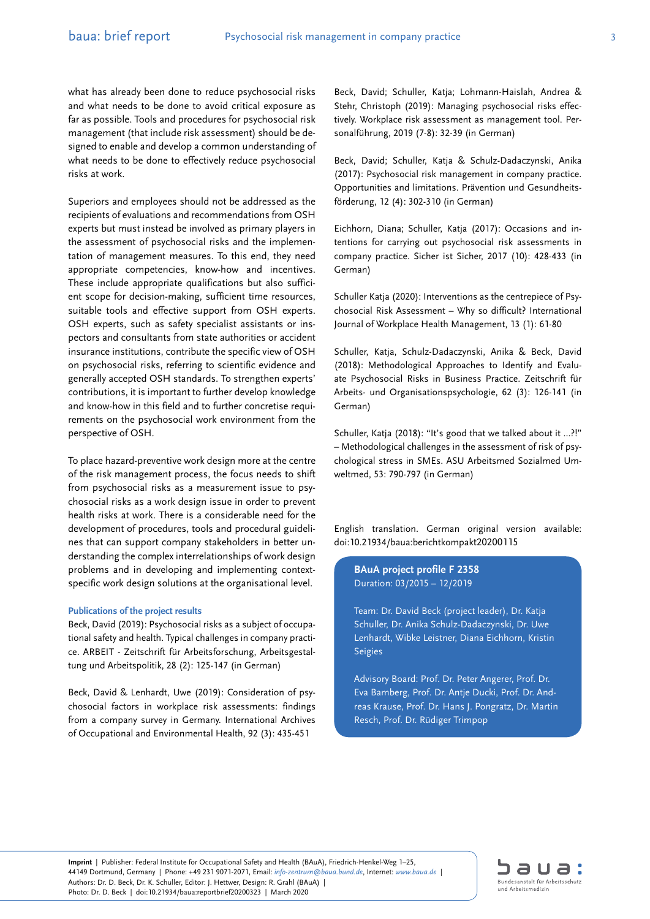what has already been done to reduce psychosocial risks and what needs to be done to avoid critical exposure as far as possible. Tools and procedures for psychosocial risk management (that include risk assessment) should be designed to enable and develop a common understanding of what needs to be done to effectively reduce psychosocial risks at work.

Superiors and employees should not be addressed as the recipients of evaluations and recommendations from OSH experts but must instead be involved as primary players in the assessment of psychosocial risks and the implementation of management measures. To this end, they need appropriate competencies, know-how and incentives. These include appropriate qualifications but also sufficient scope for decision-making, sufficient time resources, suitable tools and effective support from OSH experts. OSH experts, such as safety specialist assistants or inspectors and consultants from state authorities or accident insurance institutions, contribute the specific view of OSH on psychosocial risks, referring to scientific evidence and generally accepted OSH standards. To strengthen experts' contributions, it is important to further develop knowledge and know-how in this field and to further concretise requirements on the psychosocial work environment from the perspective of OSH.

To place hazard-preventive work design more at the centre of the risk management process, the focus needs to shift from psychosocial risks as a measurement issue to psychosocial risks as a work design issue in order to prevent health risks at work. There is a considerable need for the development of procedures, tools and procedural guidelines that can support company stakeholders in better understanding the complex interrelationships of work design problems and in developing and implementing context-specific work design solutions at the organisational level.

### Publications of the project results

Beck, David (2019): Psychosocial risks as a subject of occupational safety and health. Typical challenges in company practice. ARBEIT - Zeitschrift für Arbeitsforschung, Arbeitsgestaltung und Arbeitspolitik, 28 (2): 125-147 (in German)

Beck, David & Lenhardt, Uwe (2019): Consideration of psychosocial factors in workplace risk assessments: findings from a company survey in Germany. International Archives of Occupational and Environmental Health, 92 (3): 435-451

Beck, David; Schuller, Katja; Lohmann-Haislah, Andrea & Stehr, Christoph (2019): Managing psychosocial risks effectively. Workplace risk assessment as management tool. Personalführung, 2019 (7-8): 32-39 (in German)

Beck, David; Schuller, Katja & Schulz-Dadaczynski, Anika (2017): Psychosocial risk management in company practice. Opportunities and limitations. Prävention und Gesundheitsförderung, 12 (4): 302-310 (in German)

Eichhorn, Diana; Schuller, Katja (2017): Occasions and intentions for carrying out psychosocial risk assessments in company practice. Sicher ist Sicher, 2017 (10): 428-433 (in German)

Schuller Katja (2020): Interventions as the centrepiece of Psychosocial Risk Assessment – Why so difficult? International Journal of Workplace Health Management, 13 (1): 61-80

Schuller, Katja, Schulz-Dadaczynski, Anika & Beck, David (2018): Methodological Approaches to Identify and Evaluate Psychosocial Risks in Business Practice. Zeitschrift für Arbeits- und Organisationspsychologie, 62 (3): 126-141 (in German)

Schuller, Katja (2018): "It's good that we talked about it ...?!" – Methodological challenges in the assessment of risk of psychological stress in SMEs. ASU Arbeitsmed Sozialmed Umweltmed, 53: 790-797 (in German)

English translation. German original version available: doi:10.21934/baua:berichtkompakt20200115

**BAuA project profile F 2358**
Duration: 03/2015 – 12/2019

Team: Dr. David Beck (project leader), Dr. Katja Schuller, Dr. Anika Schulz-Dadaczynski, Dr. Uwe Lenhardt, Wibke Leistner, Diana Eichhorn, Kristin Seigies

Advisory Board: Prof. Dr. Peter Angerer, Prof. Dr. Eva Bamberg, Prof. Dr. Antje Ducki, Prof. Dr. Andreas Krause, Prof. Dr. Hans J. Pongratz, Dr. Martin Resch, Prof. Dr. Rüdiger Trimpop

**Imprint** | Publisher: Federal Institute for Occupational Safety and Health (BAuA), Friedrich-Henkel-Weg 1–25, 44149 Dortmund, Germany | Phone: +49 231 9071-2071, Email: *info-zentrum@baua.bund.de*, Internet: *www.baua.de* | Authors: Dr. D. Beck, Dr. K. Schuller, Editor: J. Hettwer, Design: R. Grahl (BAuA) | Photo: Dr. D. Beck | doi:10.21934/baua:reportbrief20200323 | March 2020

baua: Bundesanstalt für Arbeitsschutz und Arbeitsmedizin